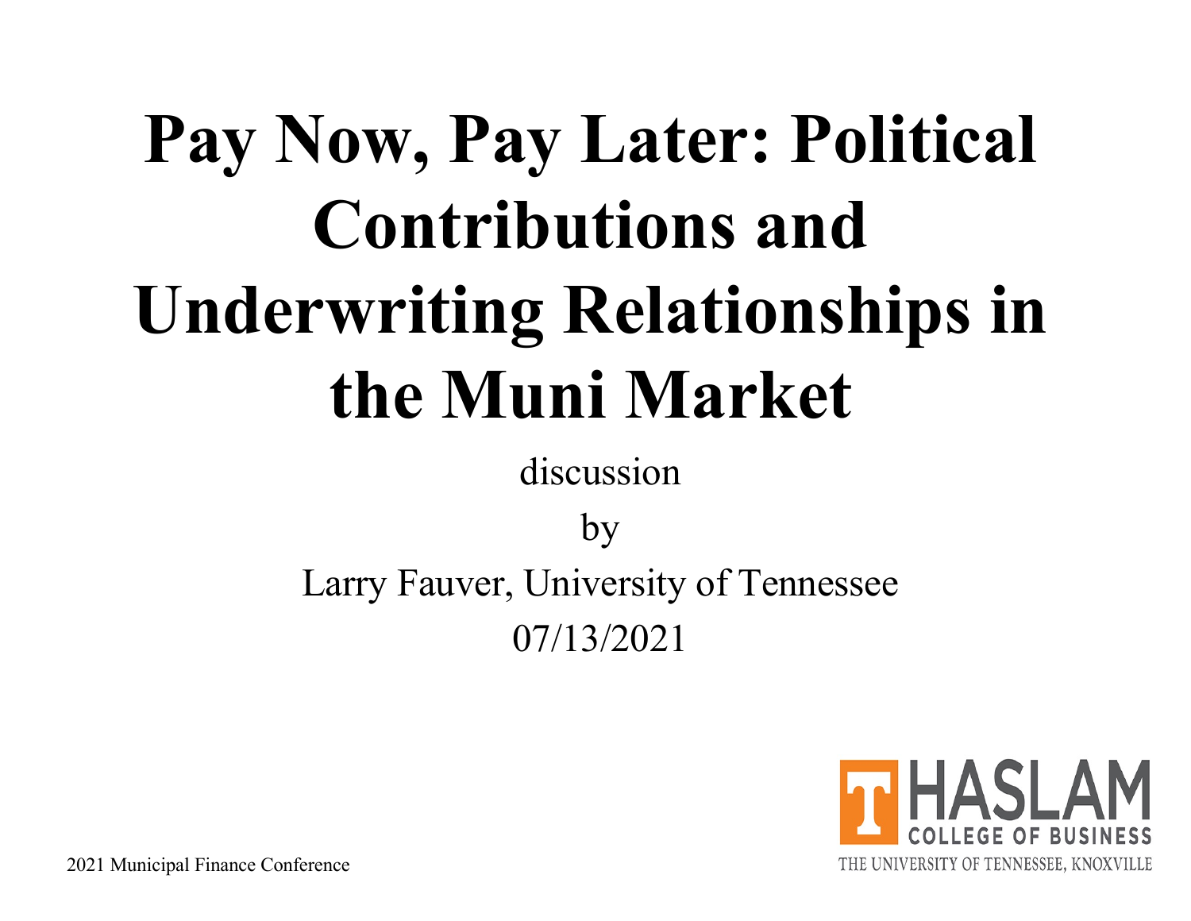# Pay Now, Pay Later: Political Contributions and Underwriting Relationships in the Muni Market

discussion

by

Larry Fauver, University of Tennessee

07/13/2021

HASLAM COLLEGE OF BUSINESS

THE UNIVERSITY OF TENNESSEE, KNOXVILLE

2021 Municipal Finance Conference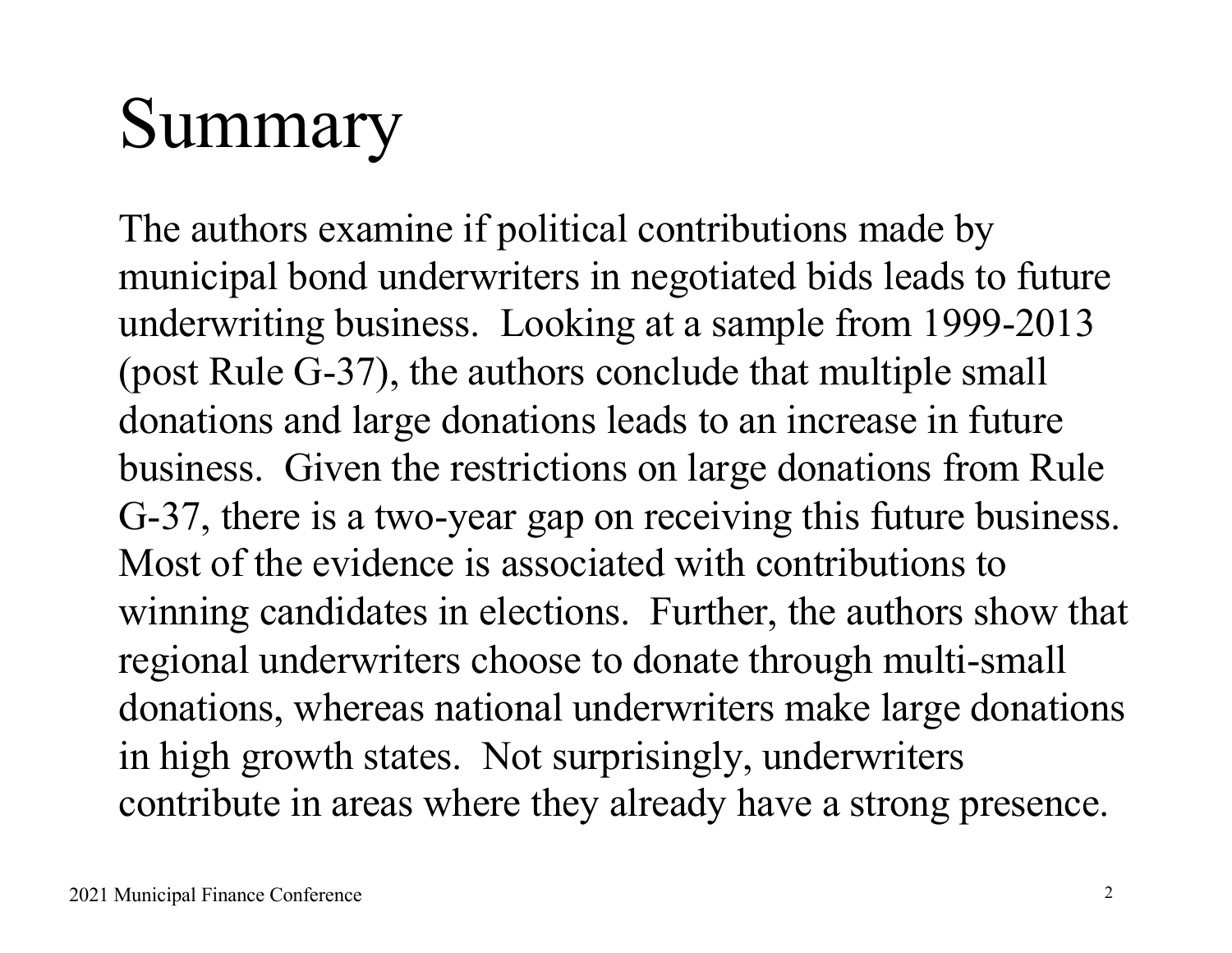# Summary

The authors examine if political contributions made by municipal bond underwriters in negotiated bids leads to future underwriting business. Looking at a sample from 1999-2013 (post Rule G-37), the authors conclude that multiple small donations and large donations leads to an increase in future business. Given the restrictions on large donations from Rule G-37, there is a two-year gap on receiving this future business. Most of the evidence is associated with contributions to winning candidates in elections. Further, the authors show that regional underwriters choose to donate through multi-small donations, whereas national underwriters make large donations in high growth states. Not surprisingly, underwriters contribute in areas where they already have a strong presence.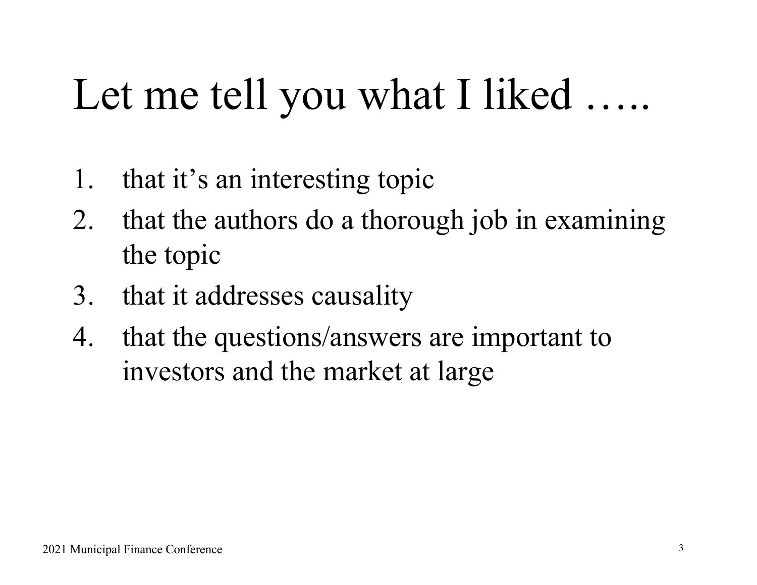# Let me tell you what I liked …..

1. that it's an interesting topic
2. that the authors do a thorough job in examining the topic
3. that it addresses causality
4. that the questions/answers are important to investors and the market at large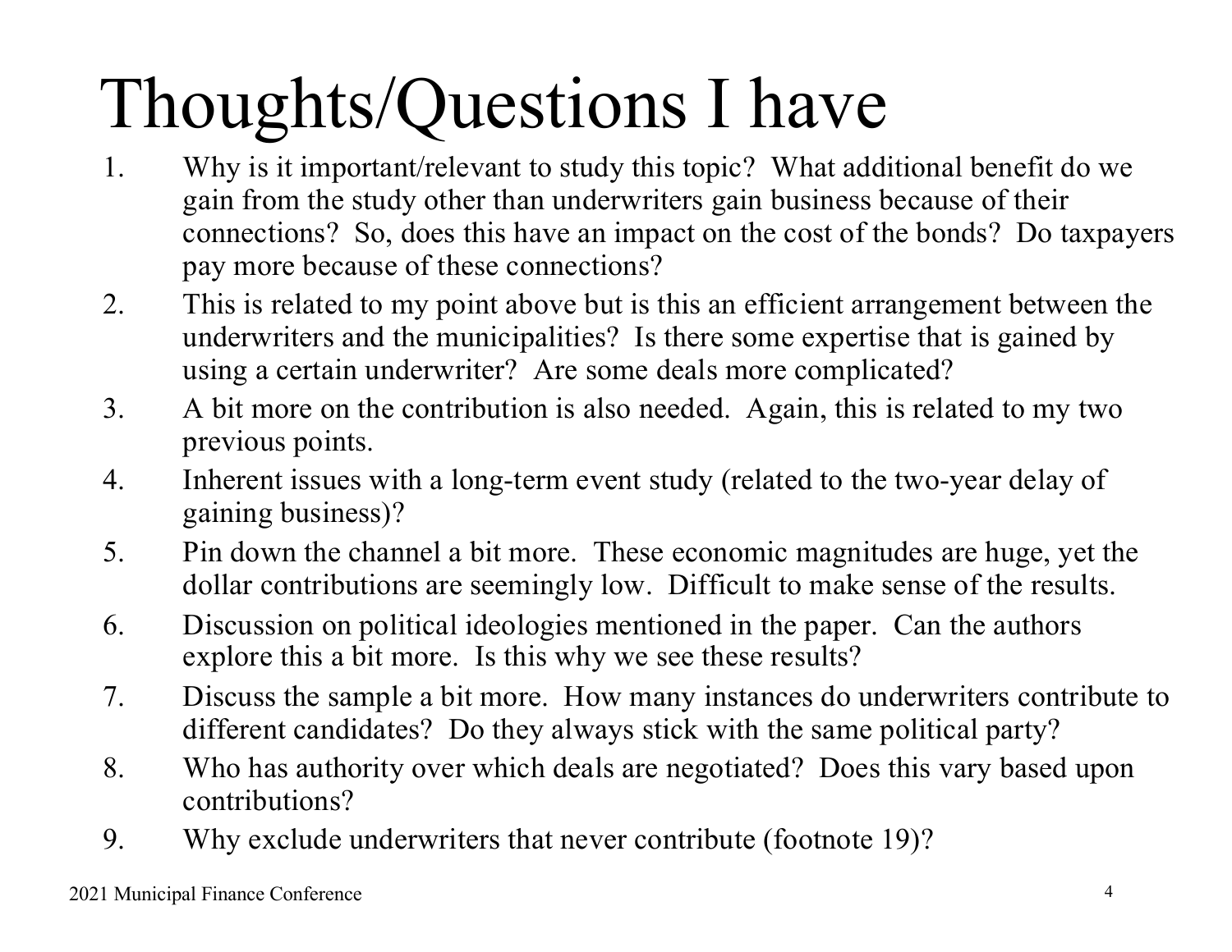# Thoughts/Questions I have

1. Why is it important/relevant to study this topic? What additional benefit do we gain from the study other than underwriters gain business because of their connections? So, does this have an impact on the cost of the bonds? Do taxpayers pay more because of these connections?
2. This is related to my point above but is this an efficient arrangement between the underwriters and the municipalities? Is there some expertise that is gained by using a certain underwriter? Are some deals more complicated?
3. A bit more on the contribution is also needed. Again, this is related to my two previous points.
4. Inherent issues with a long-term event study (related to the two-year delay of gaining business)?
5. Pin down the channel a bit more. These economic magnitudes are huge, yet the dollar contributions are seemingly low. Difficult to make sense of the results.
6. Discussion on political ideologies mentioned in the paper. Can the authors explore this a bit more. Is this why we see these results?
7. Discuss the sample a bit more. How many instances do underwriters contribute to different candidates? Do they always stick with the same political party?
8. Who has authority over which deals are negotiated? Does this vary based upon contributions?
9. Why exclude underwriters that never contribute (footnote 19)?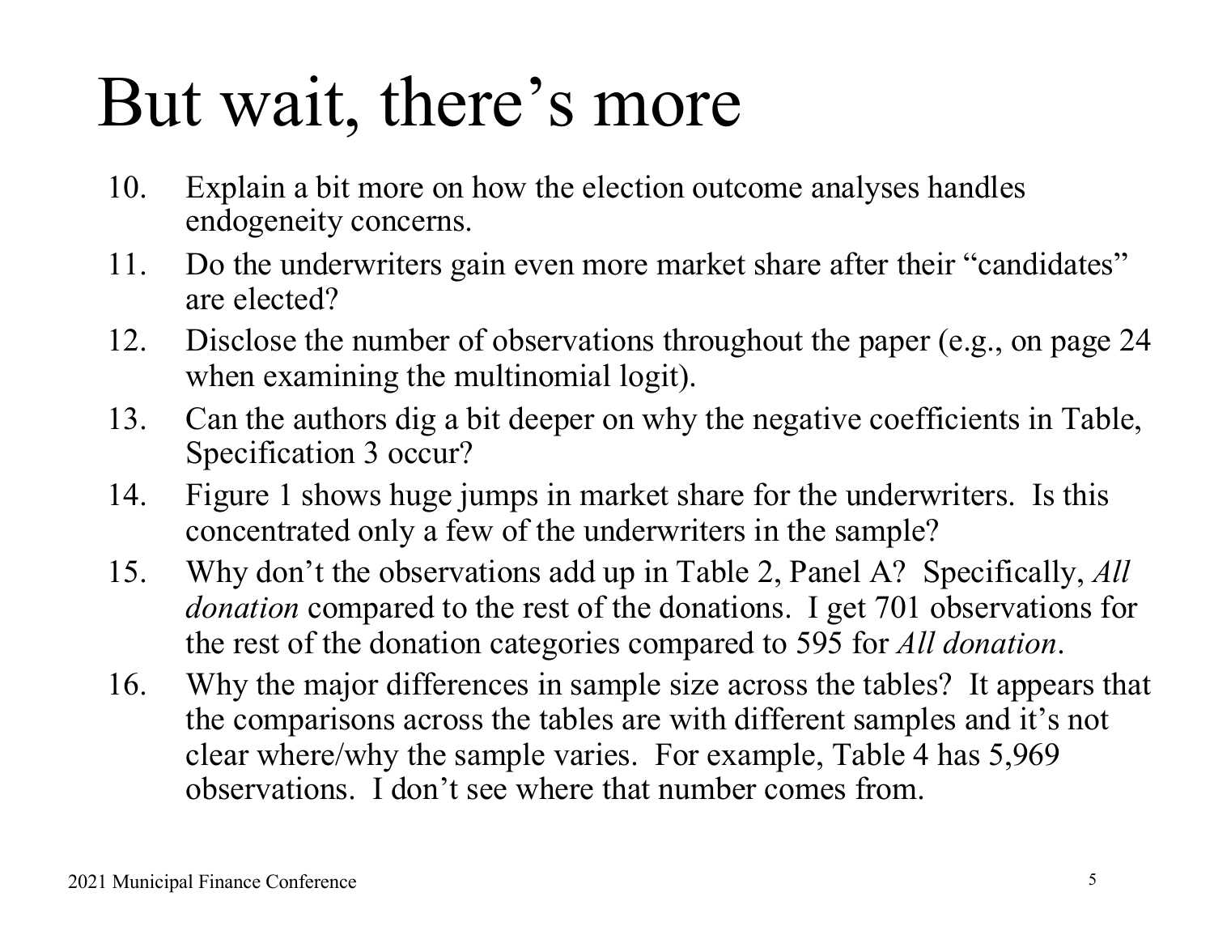# But wait, there's more

10. Explain a bit more on how the election outcome analyses handles endogeneity concerns.
11. Do the underwriters gain even more market share after their "candidates" are elected?
12. Disclose the number of observations throughout the paper (e.g., on page 24 when examining the multinomial logit).
13. Can the authors dig a bit deeper on why the negative coefficients in Table, Specification 3 occur?
14. Figure 1 shows huge jumps in market share for the underwriters. Is this concentrated only a few of the underwriters in the sample?
15. Why don't the observations add up in Table 2, Panel A? Specifically, *All donation* compared to the rest of the donations. I get 701 observations for the rest of the donation categories compared to 595 for *All donation*.
16. Why the major differences in sample size across the tables? It appears that the comparisons across the tables are with different samples and it's not clear where/why the sample varies. For example, Table 4 has 5,969 observations. I don't see where that number comes from.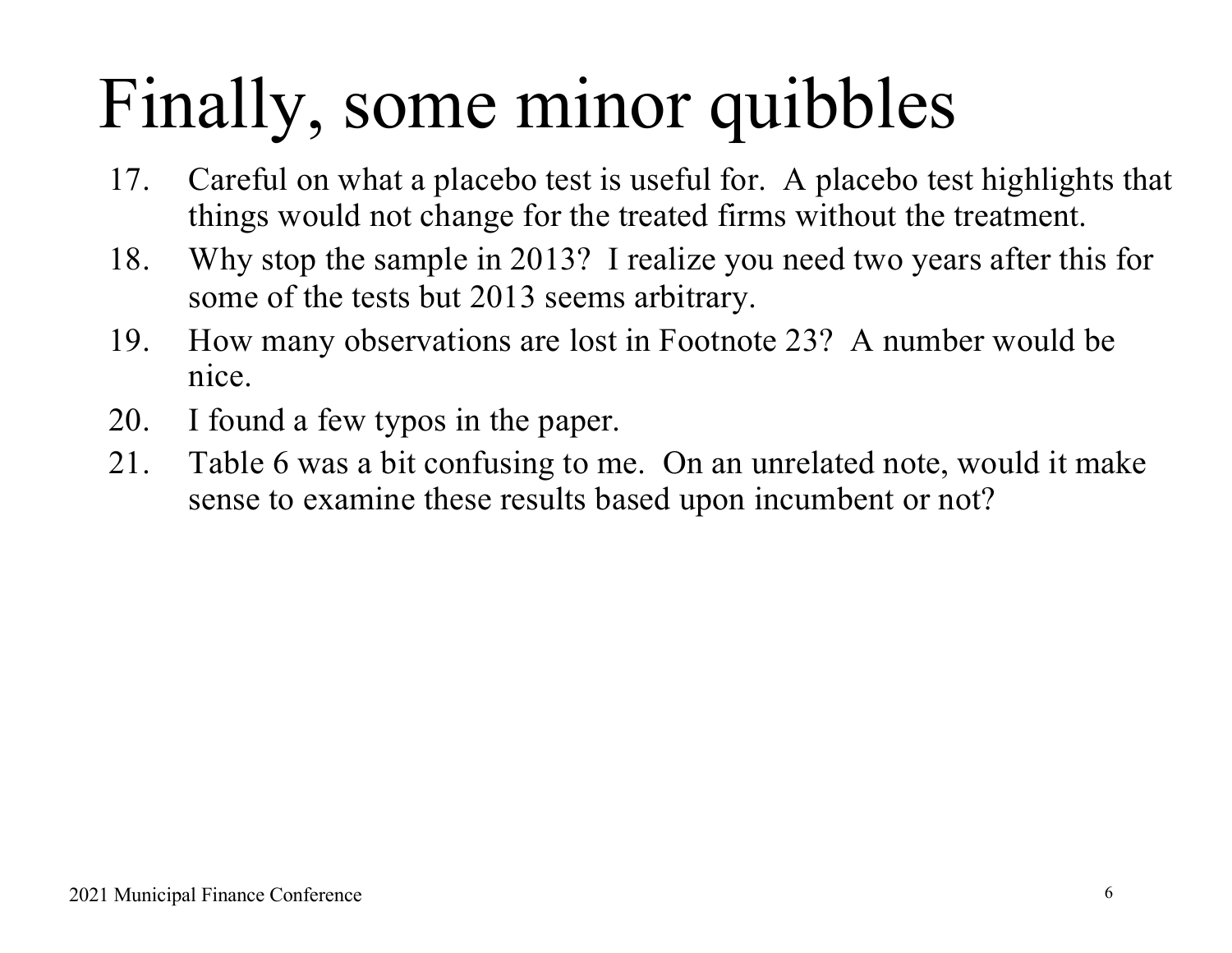# Finally, some minor quibbles

17. Careful on what a placebo test is useful for. A placebo test highlights that things would not change for the treated firms without the treatment.
18. Why stop the sample in 2013? I realize you need two years after this for some of the tests but 2013 seems arbitrary.
19. How many observations are lost in Footnote 23? A number would be nice.
20. I found a few typos in the paper.
21. Table 6 was a bit confusing to me. On an unrelated note, would it make sense to examine these results based upon incumbent or not?